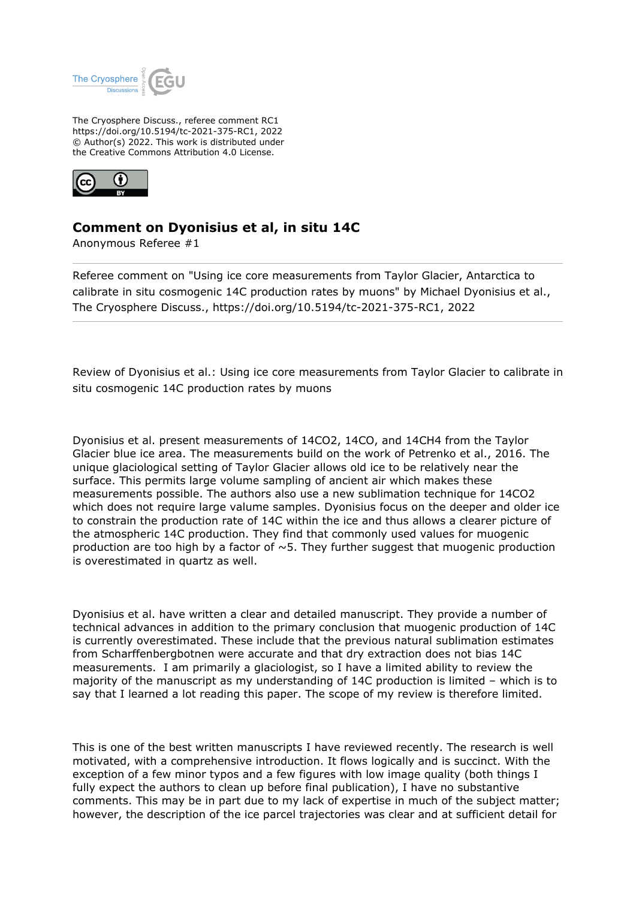The Cryosphere Discuss., referee comment RC1
https://doi.org/10.5194/tc-2021-375-RC1, 2022
© Author(s) 2022. This work is distributed under
the Creative Commons Attribution 4.0 License.

# Comment on Dyonisius et al, in situ 14C

Anonymous Referee #1

Referee comment on "Using ice core measurements from Taylor Glacier, Antarctica to calibrate in situ cosmogenic 14C production rates by muons" by Michael Dyonisius et al., The Cryosphere Discuss., https://doi.org/10.5194/tc-2021-375-RC1, 2022

---

Review of Dyonisius et al.: Using ice core measurements from Taylor Glacier to calibrate in situ cosmogenic 14C production rates by muons

Dyonisius et al. present measurements of $^{14}CO_2$, $^{14}CO$, and $^{14}CH_4$ from the Taylor Glacier blue ice area. The measurements build on the work of Petrenko et al., 2016. The unique glaciological setting of Taylor Glacier allows old ice to be relatively near the surface. This permits large volume sampling of ancient air which makes these measurements possible. The authors also use a new sublimation technique for $^{14}CO_2$ which does not require large valume samples. Dyonisius focus on the deeper and older ice to constrain the production rate of 14C within the ice and thus allows a clearer picture of the atmospheric 14C production. They find that commonly used values for muogenic production are too high by a factor of ~5. They further suggest that muogenic production is overestimated in quartz as well.

Dyonisius et al. have written a clear and detailed manuscript. They provide a number of technical advances in addition to the primary conclusion that muogenic production of 14C is currently overestimated. These include that the previous natural sublimation estimates from Scharffenbergbotnen were accurate and that dry extraction does not bias 14C measurements. I am primarily a glaciologist, so I have a limited ability to review the majority of the manuscript as my understanding of 14C production is limited – which is to say that I learned a lot reading this paper. The scope of my review is therefore limited.

This is one of the best written manuscripts I have reviewed recently. The research is well motivated, with a comprehensive introduction. It flows logically and is succinct. With the exception of a few minor typos and a few figures with low image quality (both things I fully expect the authors to clean up before final publication), I have no substantive comments. This may be in part due to my lack of expertise in much of the subject matter; however, the description of the ice parcel trajectories was clear and at sufficient detail for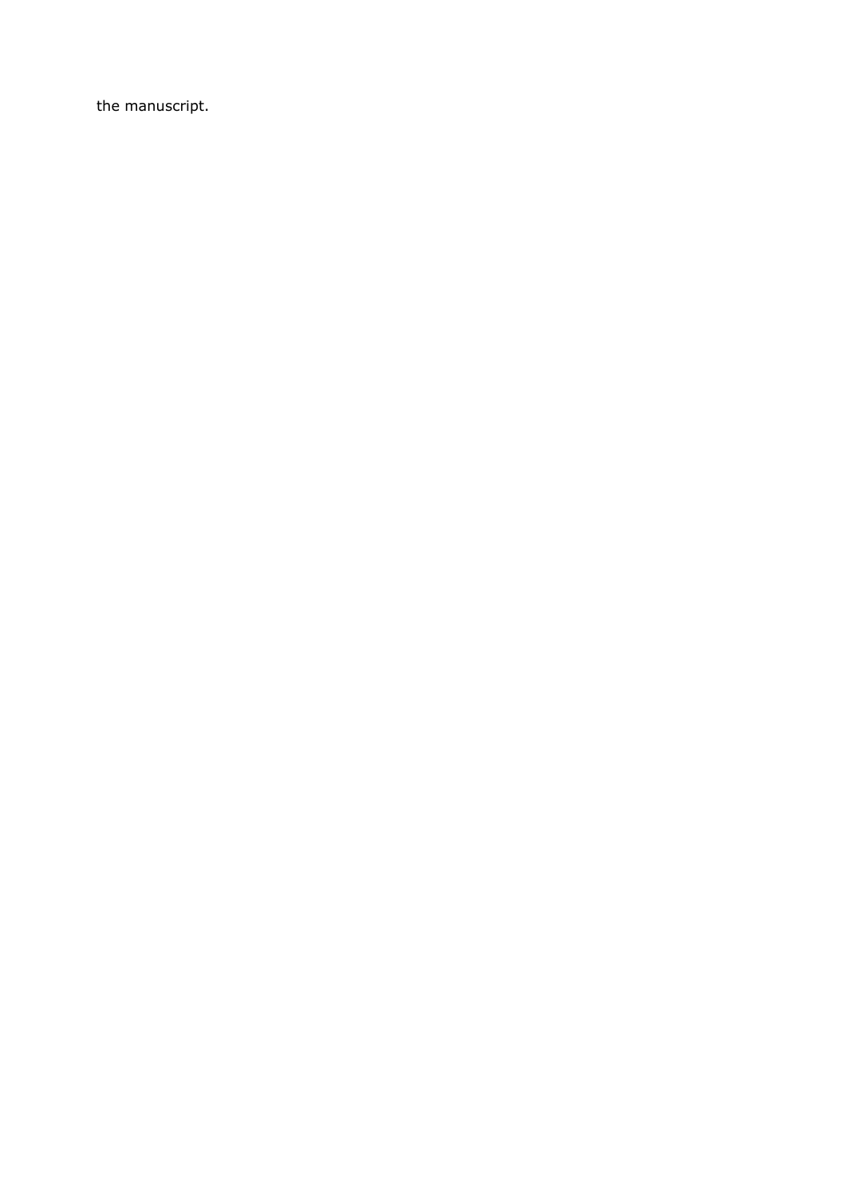the manuscript.